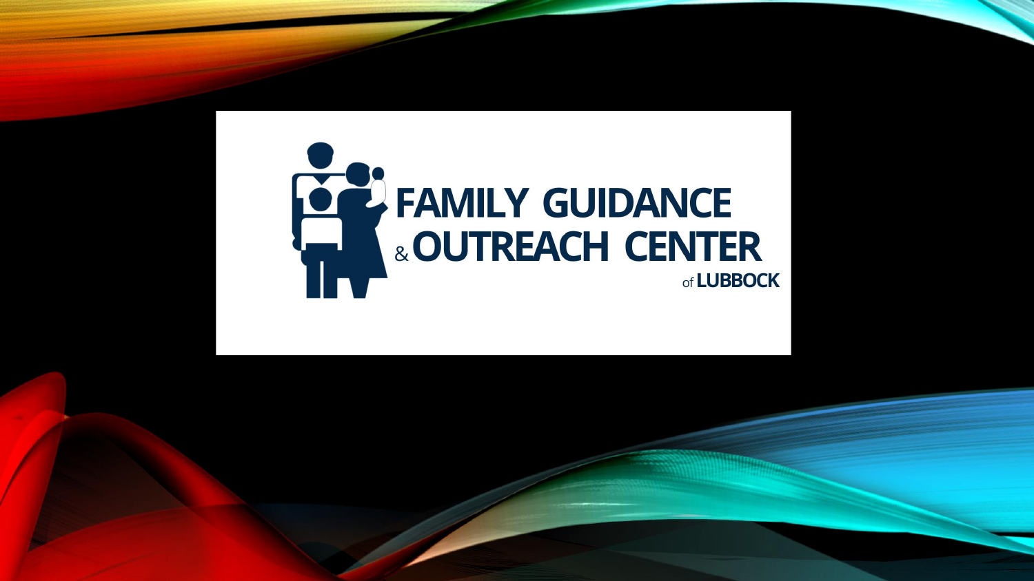# FAMILY GUIDANCE & OUTREACH CENTER

of LUBBOCK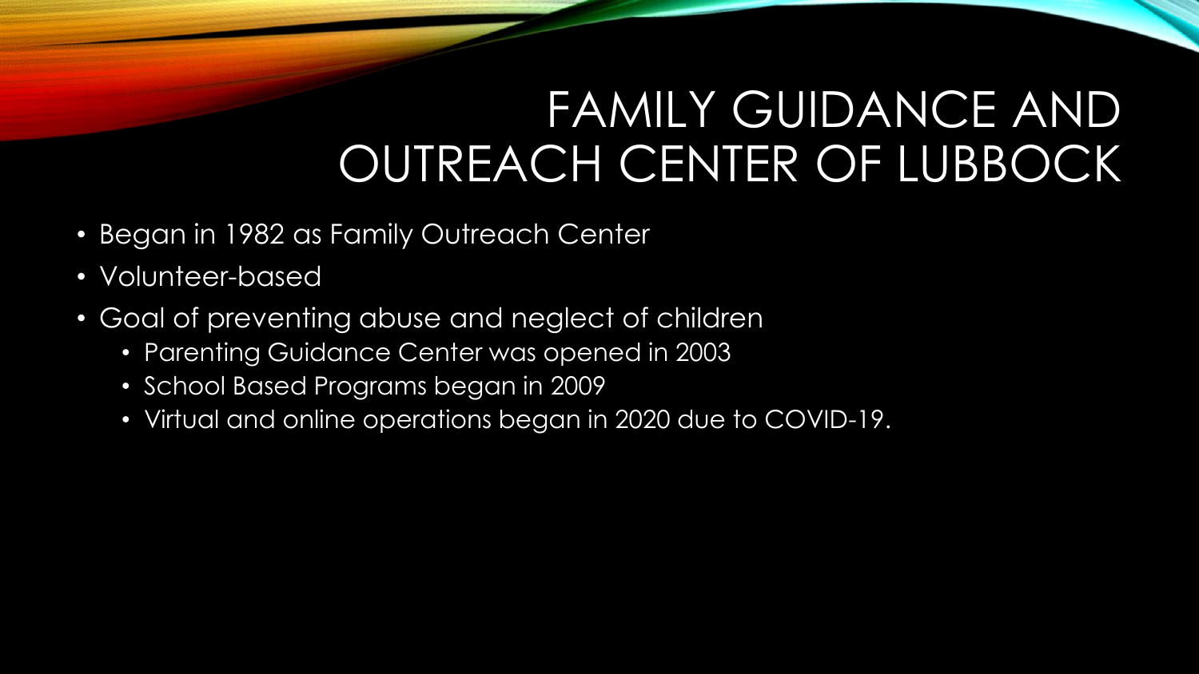# FAMILY GUIDANCE AND OUTREACH CENTER OF LUBBOCK

- Began in 1982 as Family Outreach Center
- Volunteer-based
- Goal of preventing abuse and neglect of children
  - Parenting Guidance Center was opened in 2003
  - School Based Programs began in 2009
  - Virtual and online operations began in 2020 due to COVID-19.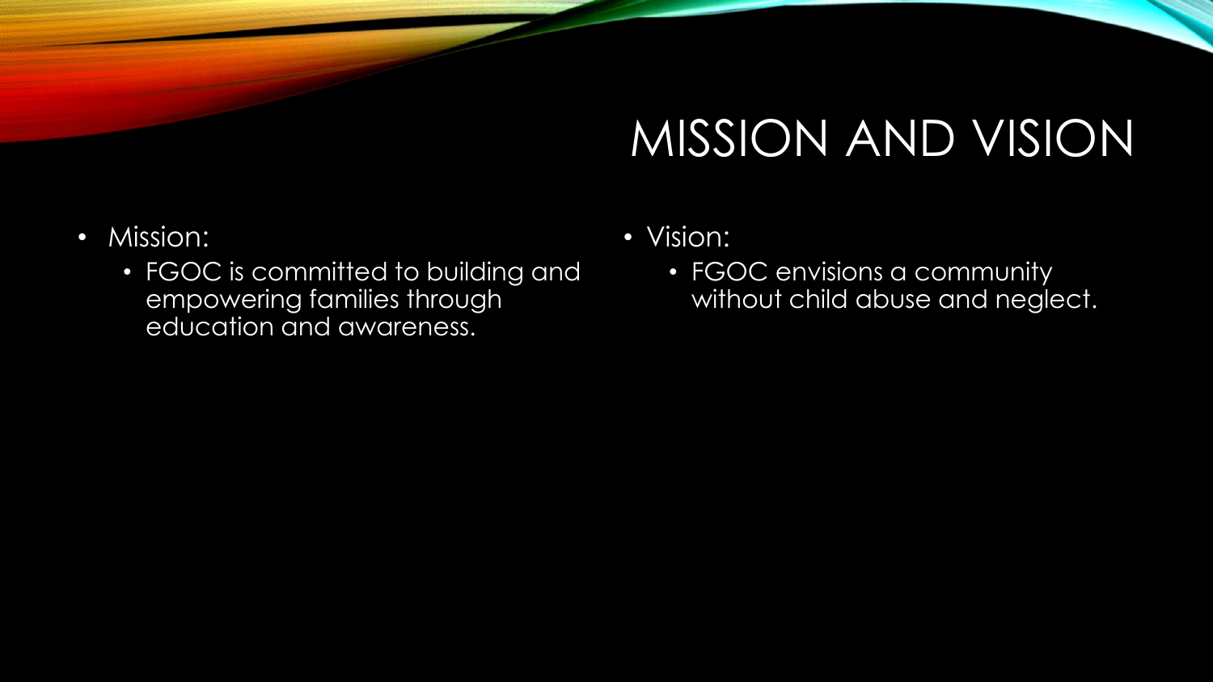# MISSION AND VISION

- Mission:
  - FGOC is committed to building and empowering families through education and awareness.
- Vision:
  - FGOC envisions a community without child abuse and neglect.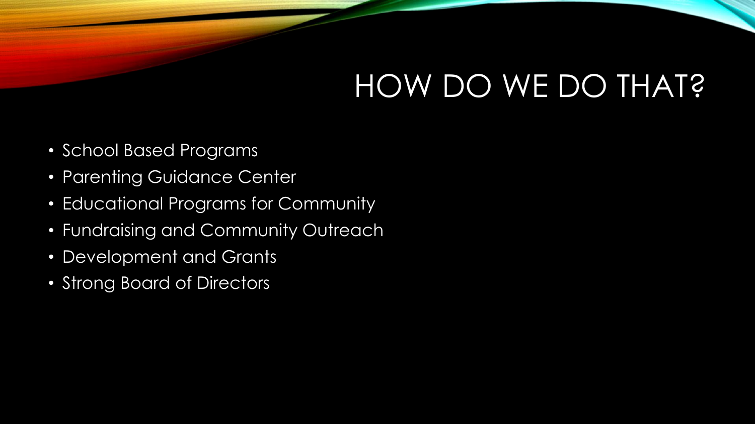# HOW DO WE DO THAT?

- School Based Programs
- Parenting Guidance Center
- Educational Programs for Community
- Fundraising and Community Outreach
- Development and Grants
- Strong Board of Directors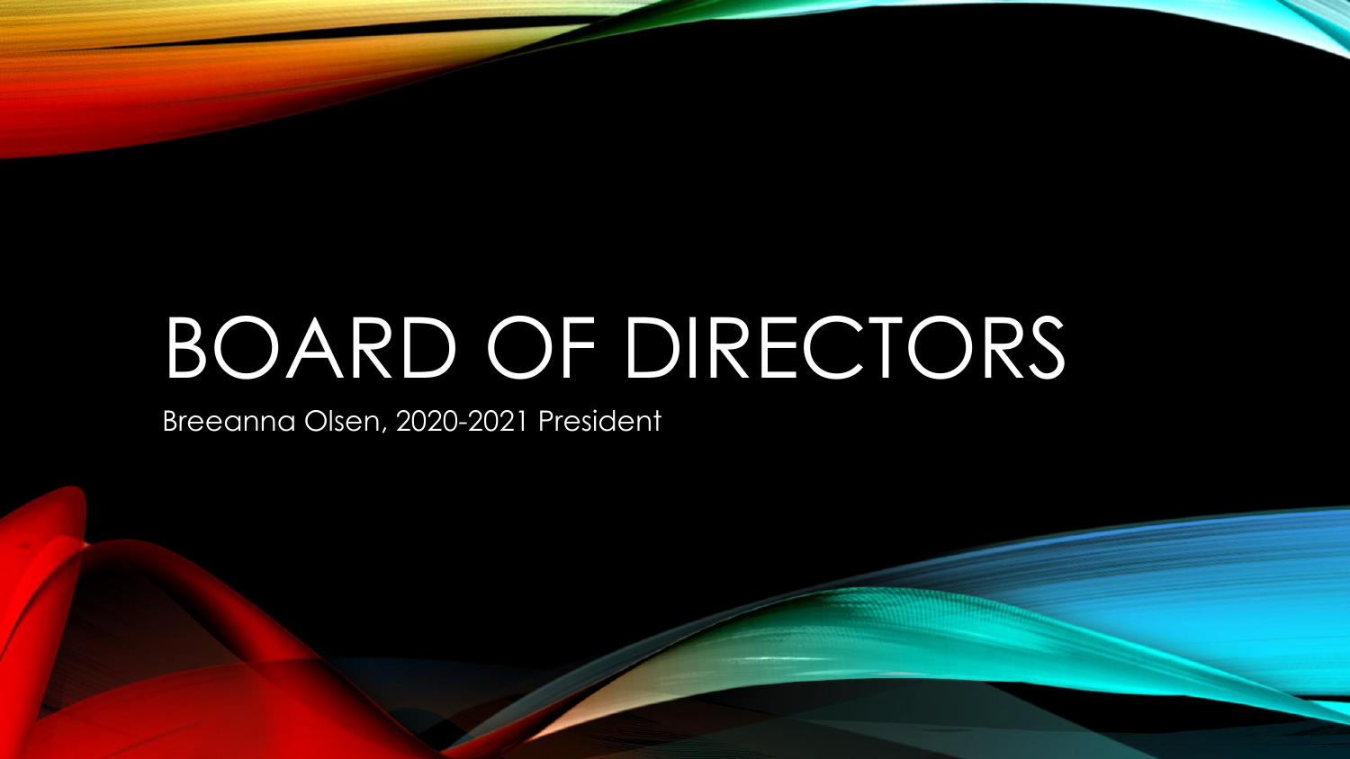# BOARD OF DIRECTORS

Breeanna Olsen, 2020-2021 President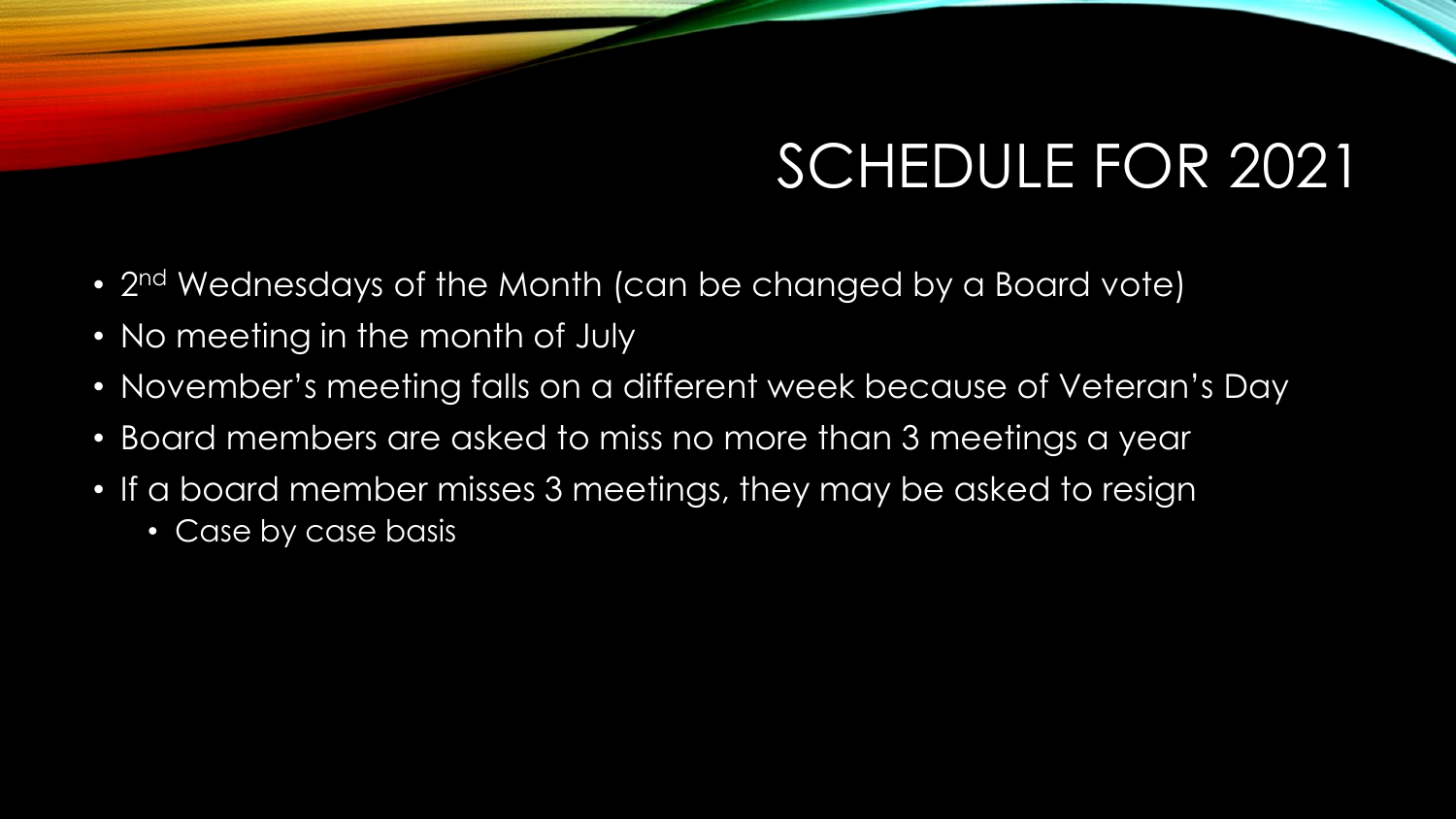# SCHEDULE FOR 2021

- 2nd Wednesdays of the Month (can be changed by a Board vote)
- No meeting in the month of July
- November's meeting falls on a different week because of Veteran's Day
- Board members are asked to miss no more than 3 meetings a year
- If a board member misses 3 meetings, they may be asked to resign
  - Case by case basis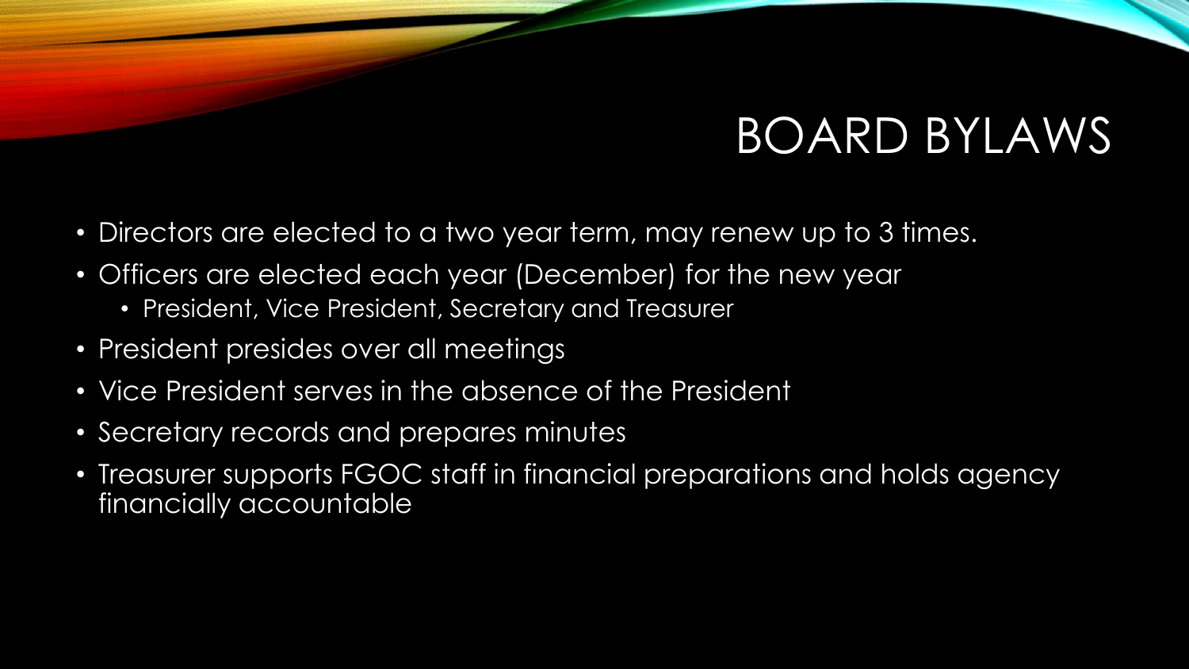# BOARD BYLAWS

- Directors are elected to a two year term, may renew up to 3 times.
- Officers are elected each year (December) for the new year
  - President, Vice President, Secretary and Treasurer
- President presides over all meetings
- Vice President serves in the absence of the President
- Secretary records and prepares minutes
- Treasurer supports FGOC staff in financial preparations and holds agency financially accountable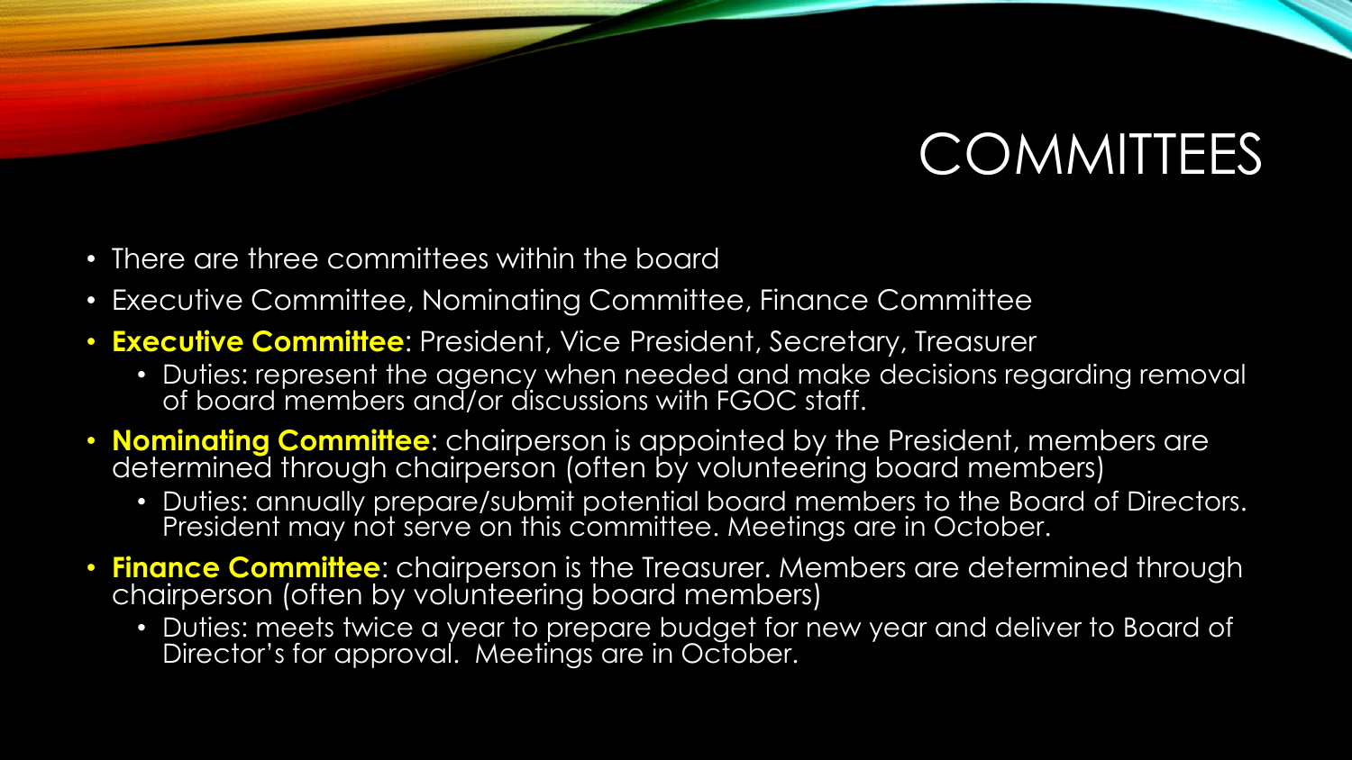# COMMITTEES

- There are three committees within the board
- Executive Committee, Nominating Committee, Finance Committee
- **Executive Committee**: President, Vice President, Secretary, Treasurer
  - Duties: represent the agency when needed and make decisions regarding removal of board members and/or discussions with FGOC staff.
- **Nominating Committee**: chairperson is appointed by the President, members are determined through chairperson (often by volunteering board members)
  - Duties: annually prepare/submit potential board members to the Board of Directors. President may not serve on this committee. Meetings are in October.
- **Finance Committee**: chairperson is the Treasurer. Members are determined through chairperson (often by volunteering board members)
  - Duties: meets twice a year to prepare budget for new year and deliver to Board of Director's for approval. Meetings are in October.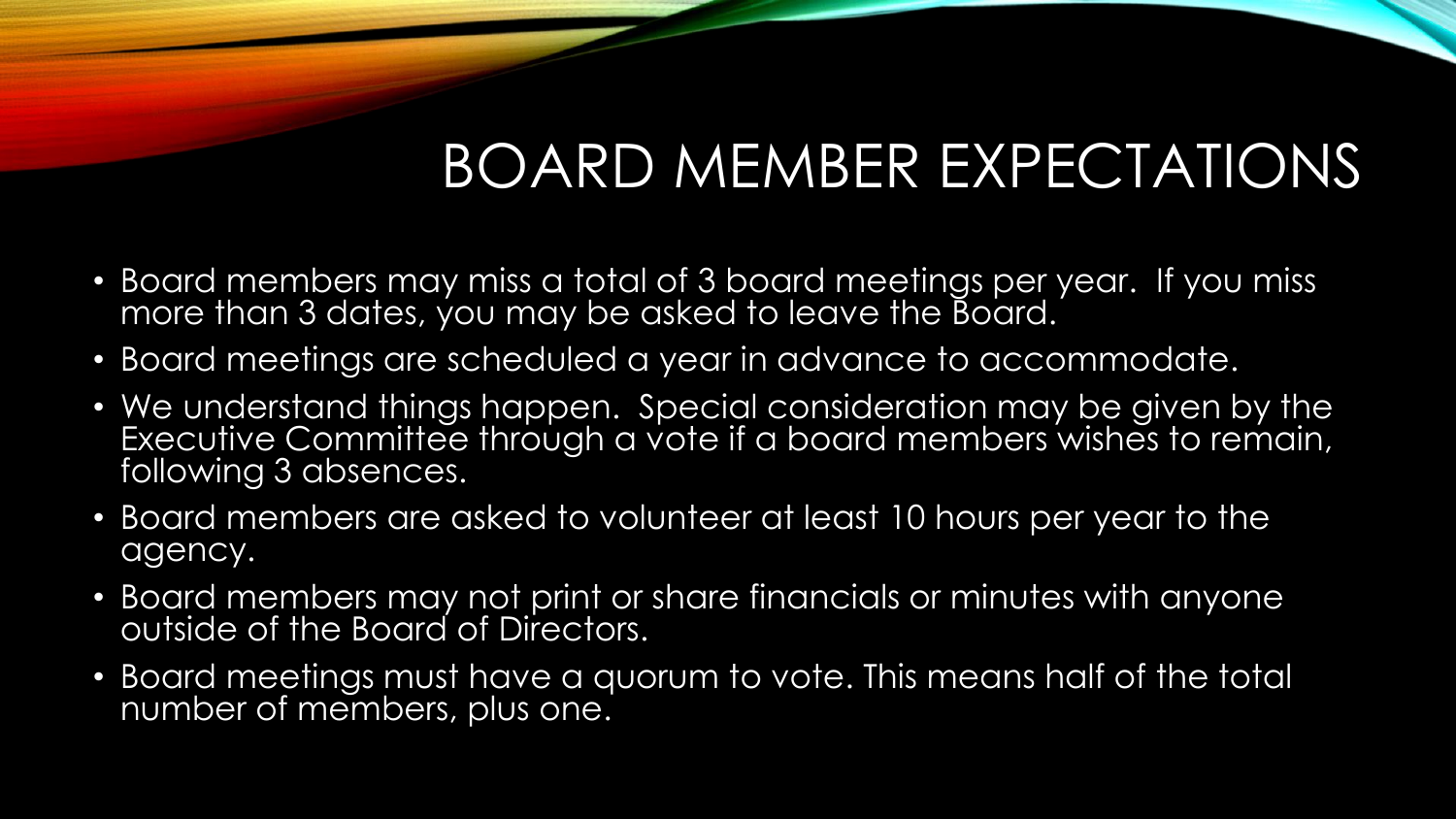# BOARD MEMBER EXPECTATIONS

- Board members may miss a total of 3 board meetings per year. If you miss more than 3 dates, you may be asked to leave the Board.
- Board meetings are scheduled a year in advance to accommodate.
- We understand things happen. Special consideration may be given by the Executive Committee through a vote if a board members wishes to remain, following 3 absences.
- Board members are asked to volunteer at least 10 hours per year to the agency.
- Board members may not print or share financials or minutes with anyone outside of the Board of Directors.
- Board meetings must have a quorum to vote. This means half of the total number of members, plus one.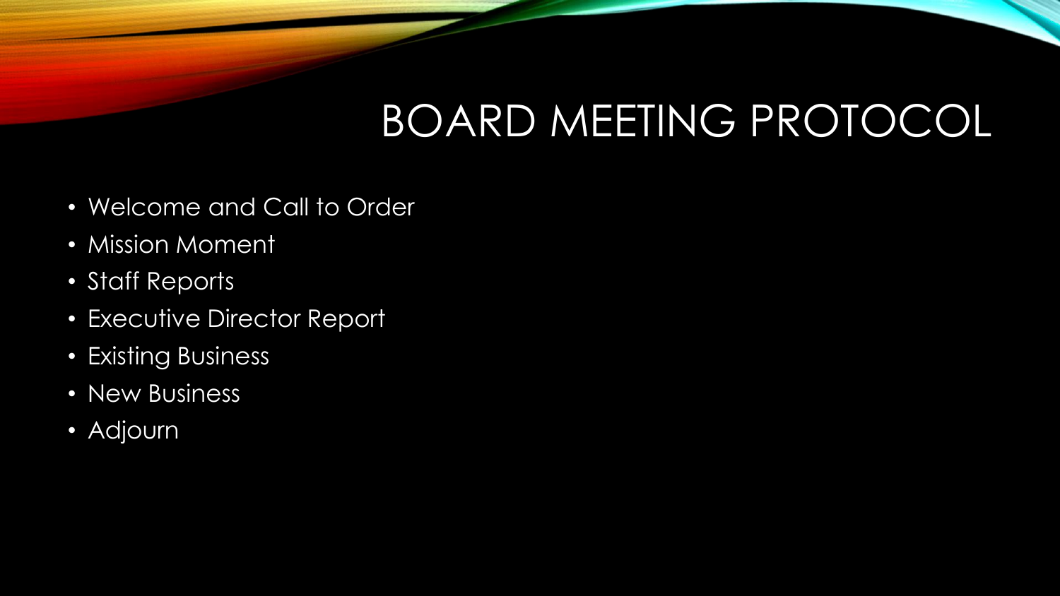# BOARD MEETING PROTOCOL

- Welcome and Call to Order
- Mission Moment
- Staff Reports
- Executive Director Report
- Existing Business
- New Business
- Adjourn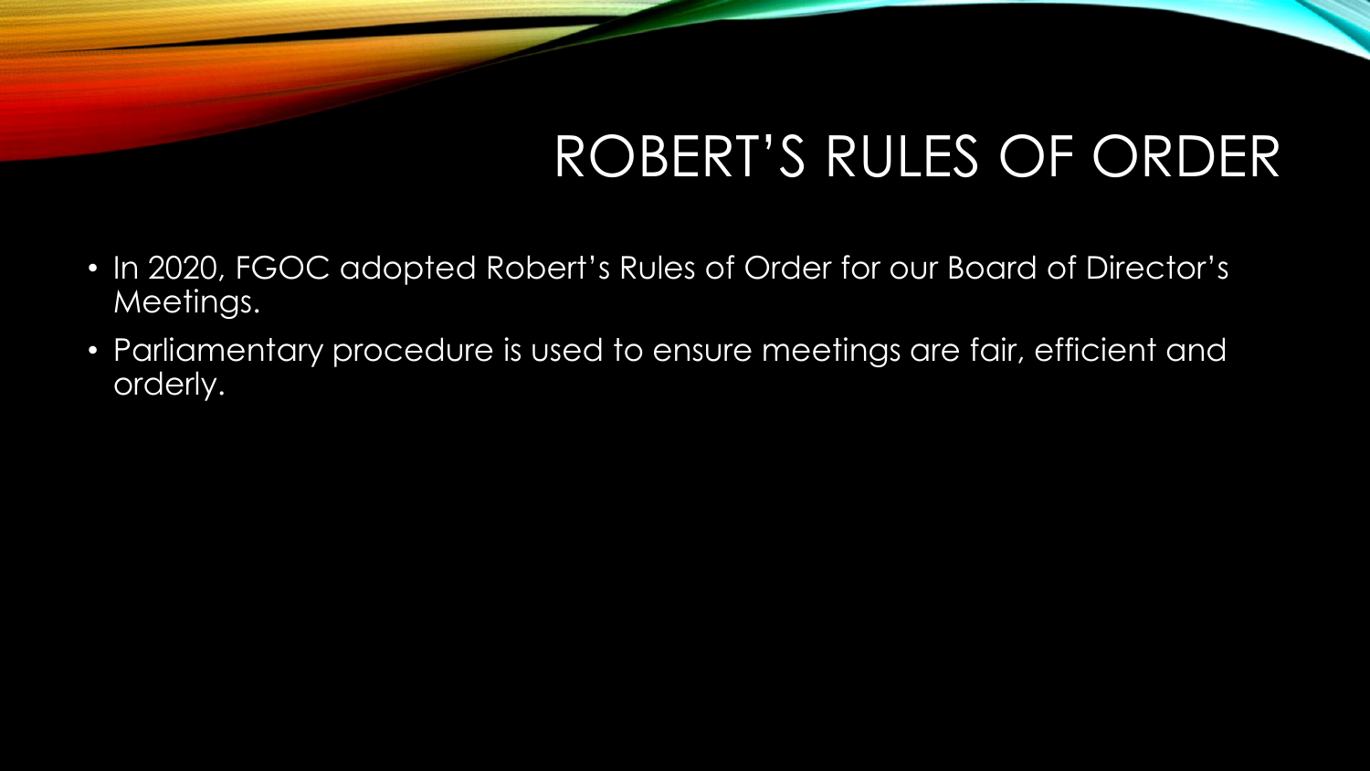# ROBERT'S RULES OF ORDER

- In 2020, FGOC adopted Robert's Rules of Order for our Board of Director's Meetings.
- Parliamentary procedure is used to ensure meetings are fair, efficient and orderly.